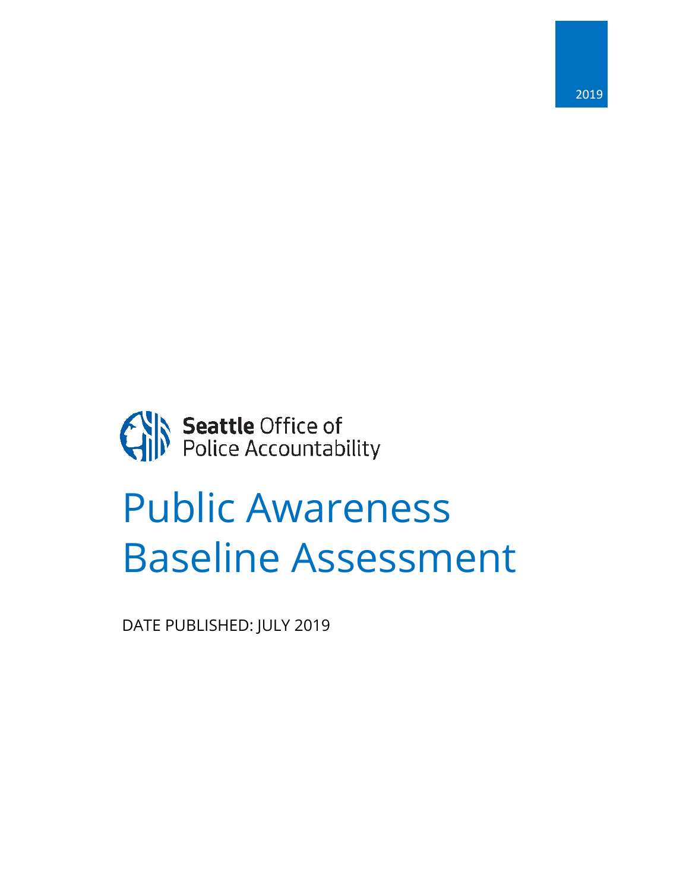2019

Seattle Office of Police Accountability

# Public Awareness Baseline Assessment

DATE PUBLISHED: JULY 2019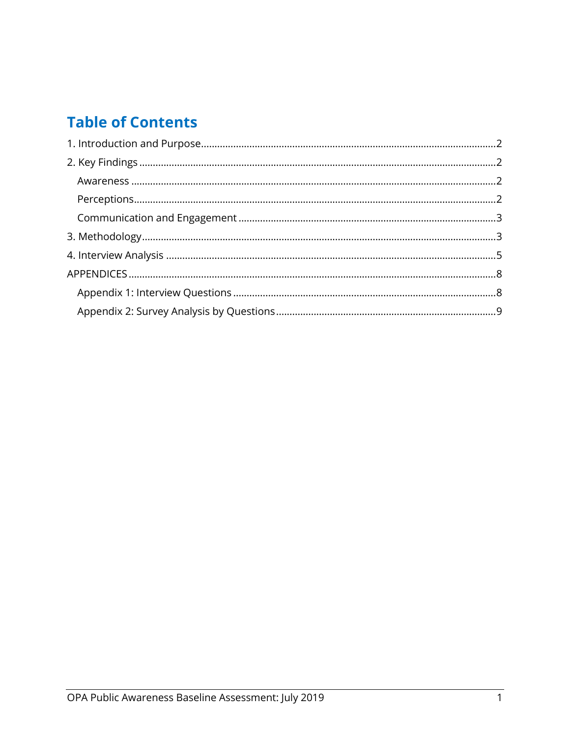# Table of Contents

1. Introduction and Purpose....................2
2. Key Findings....................2
   - Awareness....................2
   - Perceptions....................2
   - Communication and Engagement....................3
3. Methodology....................3
4. Interview Analysis....................5

APPENDICES....................8

- Appendix 1: Interview Questions....................8
- Appendix 2: Survey Analysis by Questions....................9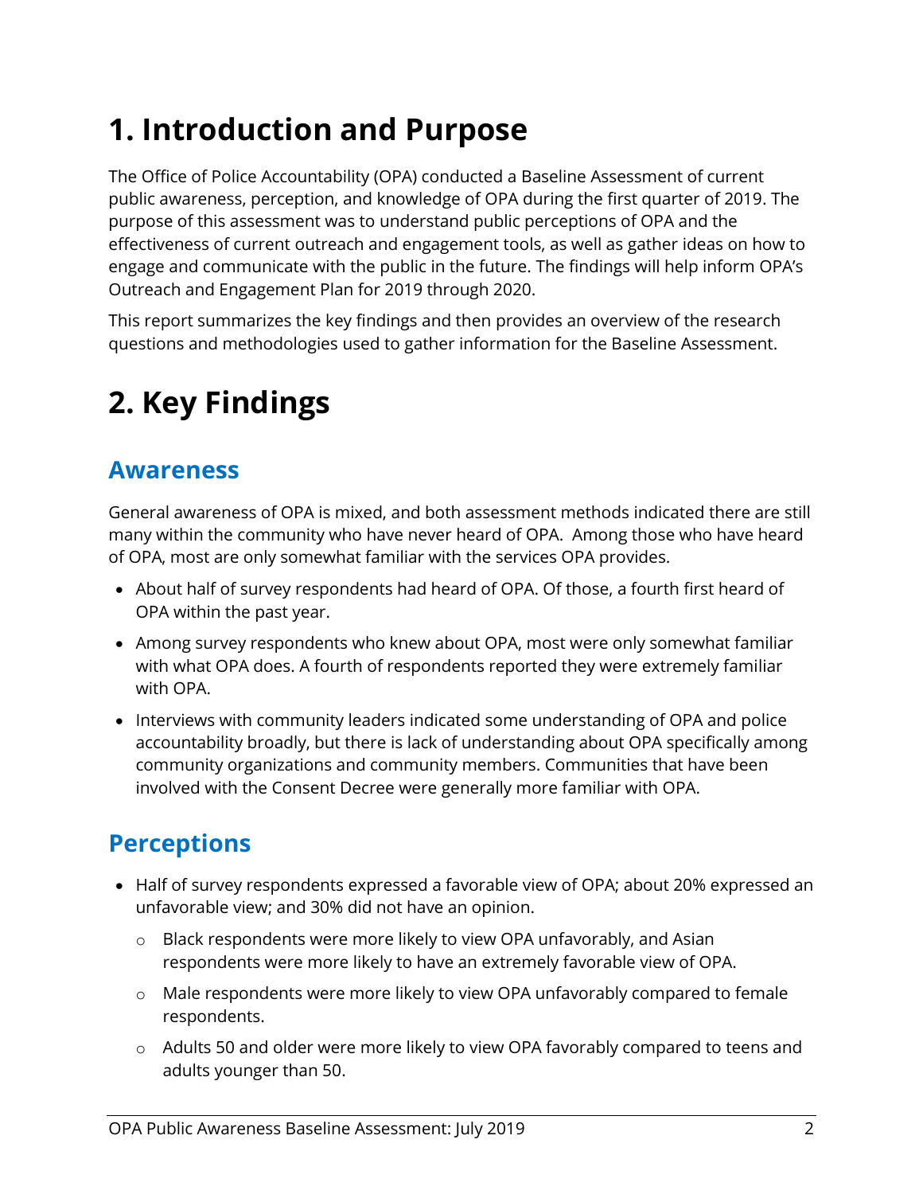# 1. Introduction and Purpose

The Office of Police Accountability (OPA) conducted a Baseline Assessment of current public awareness, perception, and knowledge of OPA during the first quarter of 2019. The purpose of this assessment was to understand public perceptions of OPA and the effectiveness of current outreach and engagement tools, as well as gather ideas on how to engage and communicate with the public in the future. The findings will help inform OPA's Outreach and Engagement Plan for 2019 through 2020.

This report summarizes the key findings and then provides an overview of the research questions and methodologies used to gather information for the Baseline Assessment.

# 2. Key Findings

## Awareness

General awareness of OPA is mixed, and both assessment methods indicated there are still many within the community who have never heard of OPA. Among those who have heard of OPA, most are only somewhat familiar with the services OPA provides.

- About half of survey respondents had heard of OPA. Of those, a fourth first heard of OPA within the past year.
- Among survey respondents who knew about OPA, most were only somewhat familiar with what OPA does. A fourth of respondents reported they were extremely familiar with OPA.
- Interviews with community leaders indicated some understanding of OPA and police accountability broadly, but there is lack of understanding about OPA specifically among community organizations and community members. Communities that have been involved with the Consent Decree were generally more familiar with OPA.

## Perceptions

- Half of survey respondents expressed a favorable view of OPA; about 20% expressed an unfavorable view; and 30% did not have an opinion.
  - Black respondents were more likely to view OPA unfavorably, and Asian respondents were more likely to have an extremely favorable view of OPA.
  - Male respondents were more likely to view OPA unfavorably compared to female respondents.
  - Adults 50 and older were more likely to view OPA favorably compared to teens and adults younger than 50.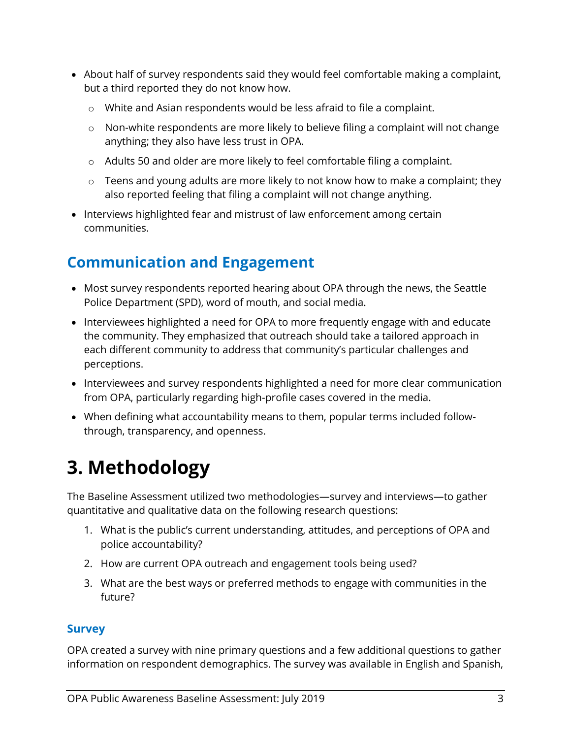- About half of survey respondents said they would feel comfortable making a complaint, but a third reported they do not know how.
  - White and Asian respondents would be less afraid to file a complaint.
  - Non-white respondents are more likely to believe filing a complaint will not change anything; they also have less trust in OPA.
  - Adults 50 and older are more likely to feel comfortable filing a complaint.
  - Teens and young adults are more likely to not know how to make a complaint; they also reported feeling that filing a complaint will not change anything.
- Interviews highlighted fear and mistrust of law enforcement among certain communities.

## Communication and Engagement

- Most survey respondents reported hearing about OPA through the news, the Seattle Police Department (SPD), word of mouth, and social media.
- Interviewees highlighted a need for OPA to more frequently engage with and educate the community. They emphasized that outreach should take a tailored approach in each different community to address that community's particular challenges and perceptions.
- Interviewees and survey respondents highlighted a need for more clear communication from OPA, particularly regarding high-profile cases covered in the media.
- When defining what accountability means to them, popular terms included follow-through, transparency, and openness.

# 3. Methodology

The Baseline Assessment utilized two methodologies—survey and interviews—to gather quantitative and qualitative data on the following research questions:

1. What is the public's current understanding, attitudes, and perceptions of OPA and police accountability?
2. How are current OPA outreach and engagement tools being used?
3. What are the best ways or preferred methods to engage with communities in the future?

## Survey

OPA created a survey with nine primary questions and a few additional questions to gather information on respondent demographics. The survey was available in English and Spanish,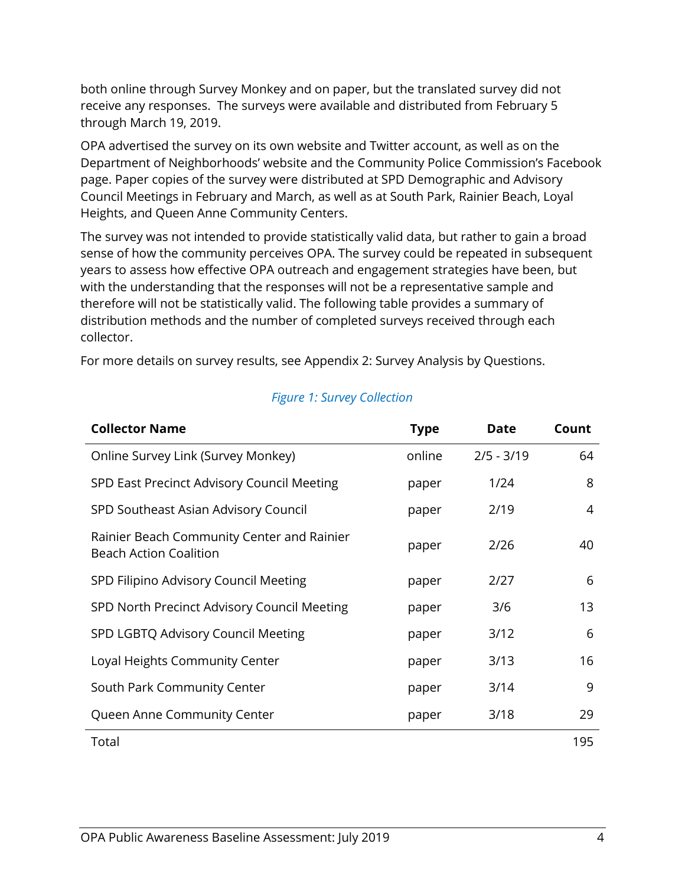both online through Survey Monkey and on paper, but the translated survey did not receive any responses. The surveys were available and distributed from February 5 through March 19, 2019.

OPA advertised the survey on its own website and Twitter account, as well as on the Department of Neighborhoods' website and the Community Police Commission's Facebook page. Paper copies of the survey were distributed at SPD Demographic and Advisory Council Meetings in February and March, as well as at South Park, Rainier Beach, Loyal Heights, and Queen Anne Community Centers.

The survey was not intended to provide statistically valid data, but rather to gain a broad sense of how the community perceives OPA. The survey could be repeated in subsequent years to assess how effective OPA outreach and engagement strategies have been, but with the understanding that the responses will not be a representative sample and therefore will not be statistically valid. The following table provides a summary of distribution methods and the number of completed surveys received through each collector.

For more details on survey results, see Appendix 2: Survey Analysis by Questions.

*Figure 1: Survey Collection*

| Collector Name | Type | Date | Count |
|---|---|---|---|
| Online Survey Link (Survey Monkey) | online | 2/5 - 3/19 | 64 |
| SPD East Precinct Advisory Council Meeting | paper | 1/24 | 8 |
| SPD Southeast Asian Advisory Council | paper | 2/19 | 4 |
| Rainier Beach Community Center and Rainier Beach Action Coalition | paper | 2/26 | 40 |
| SPD Filipino Advisory Council Meeting | paper | 2/27 | 6 |
| SPD North Precinct Advisory Council Meeting | paper | 3/6 | 13 |
| SPD LGBTQ Advisory Council Meeting | paper | 3/12 | 6 |
| Loyal Heights Community Center | paper | 3/13 | 16 |
| South Park Community Center | paper | 3/14 | 9 |
| Queen Anne Community Center | paper | 3/18 | 29 |
| Total | | | 195 |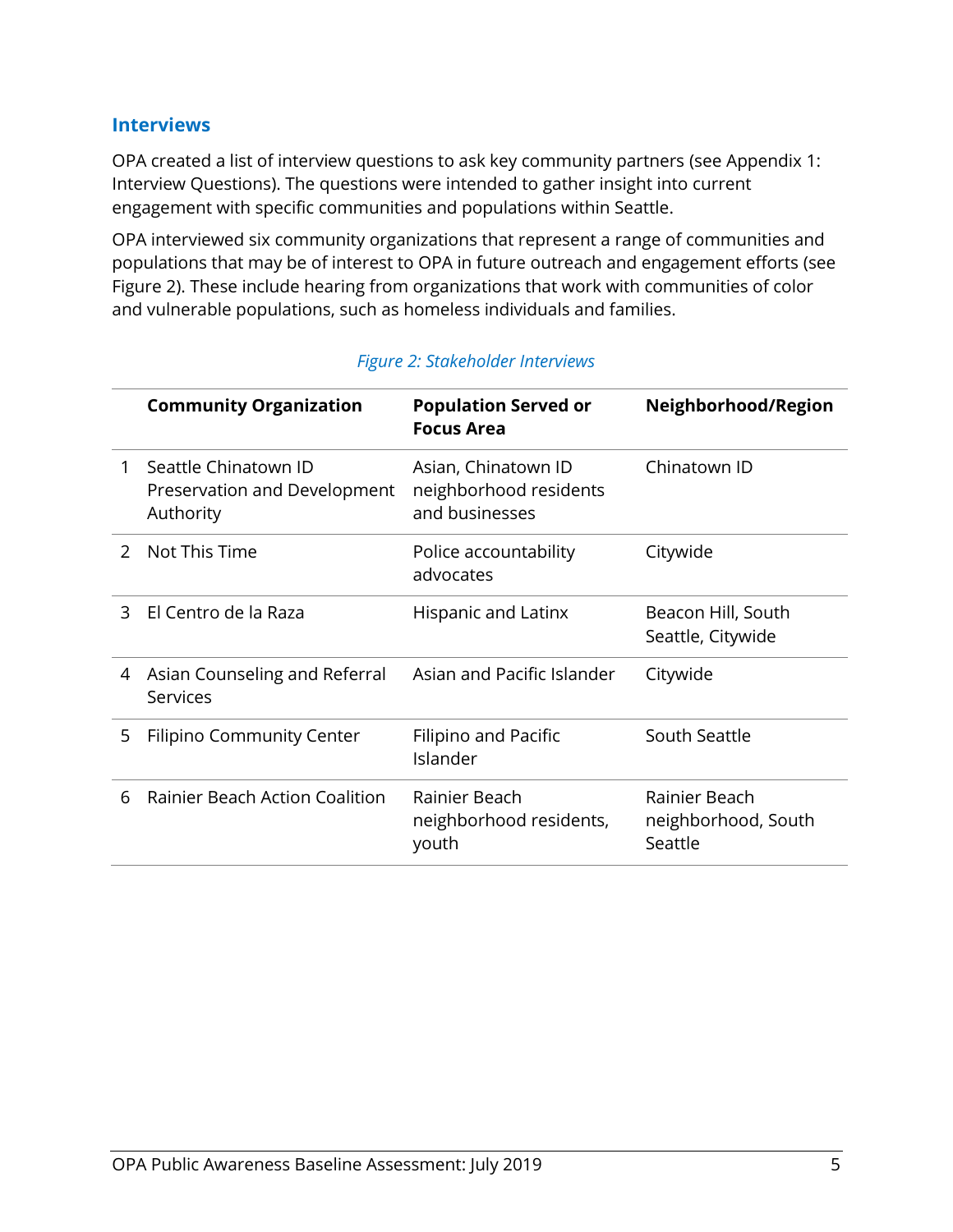## Interviews

OPA created a list of interview questions to ask key community partners (see Appendix 1: Interview Questions). The questions were intended to gather insight into current engagement with specific communities and populations within Seattle.

OPA interviewed six community organizations that represent a range of communities and populations that may be of interest to OPA in future outreach and engagement efforts (see Figure 2). These include hearing from organizations that work with communities of color and vulnerable populations, such as homeless individuals and families.

*Figure 2: Stakeholder Interviews*

| | Community Organization | Population Served or Focus Area | Neighborhood/Region |
|---|---|---|---|
| 1 | Seattle Chinatown ID Preservation and Development Authority | Asian, Chinatown ID neighborhood residents and businesses | Chinatown ID |
| 2 | Not This Time | Police accountability advocates | Citywide |
| 3 | El Centro de la Raza | Hispanic and Latinx | Beacon Hill, South Seattle, Citywide |
| 4 | Asian Counseling and Referral Services | Asian and Pacific Islander | Citywide |
| 5 | Filipino Community Center | Filipino and Pacific Islander | South Seattle |
| 6 | Rainier Beach Action Coalition | Rainier Beach neighborhood residents, youth | Rainier Beach neighborhood, South Seattle |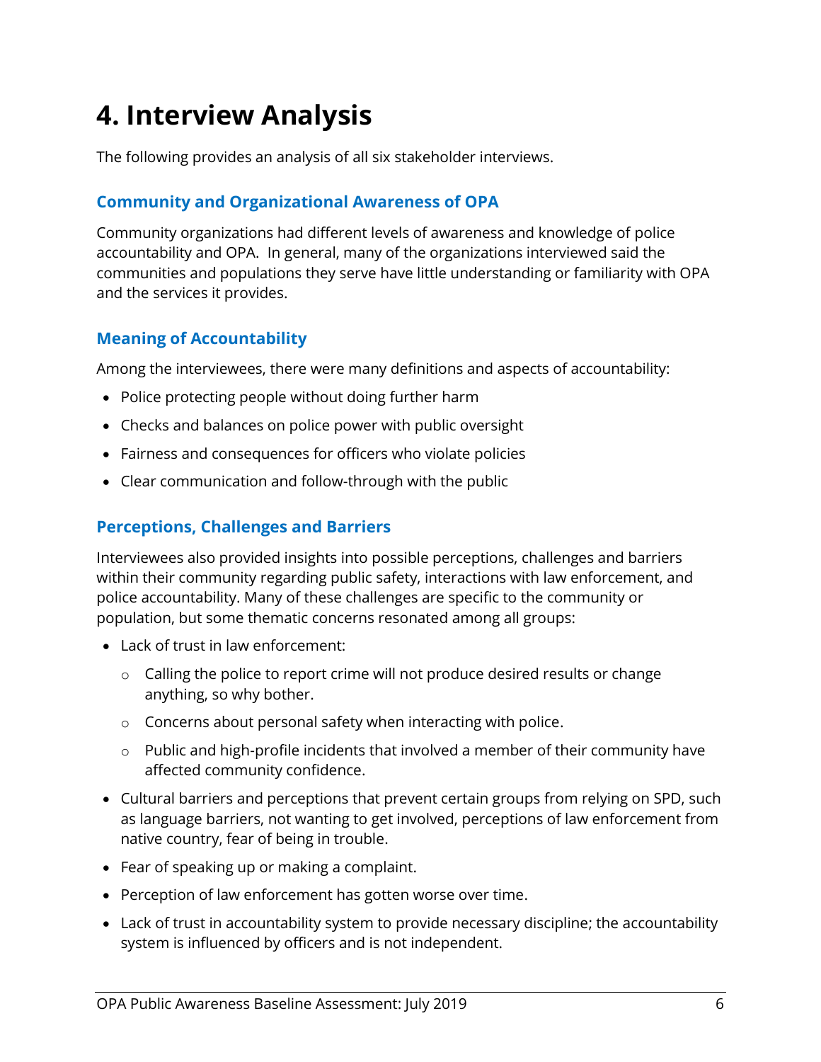# 4. Interview Analysis

The following provides an analysis of all six stakeholder interviews.

## Community and Organizational Awareness of OPA

Community organizations had different levels of awareness and knowledge of police accountability and OPA. In general, many of the organizations interviewed said the communities and populations they serve have little understanding or familiarity with OPA and the services it provides.

## Meaning of Accountability

Among the interviewees, there were many definitions and aspects of accountability:

- Police protecting people without doing further harm
- Checks and balances on police power with public oversight
- Fairness and consequences for officers who violate policies
- Clear communication and follow-through with the public

## Perceptions, Challenges and Barriers

Interviewees also provided insights into possible perceptions, challenges and barriers within their community regarding public safety, interactions with law enforcement, and police accountability. Many of these challenges are specific to the community or population, but some thematic concerns resonated among all groups:

- Lack of trust in law enforcement:
  - Calling the police to report crime will not produce desired results or change anything, so why bother.
  - Concerns about personal safety when interacting with police.
  - Public and high-profile incidents that involved a member of their community have affected community confidence.
- Cultural barriers and perceptions that prevent certain groups from relying on SPD, such as language barriers, not wanting to get involved, perceptions of law enforcement from native country, fear of being in trouble.
- Fear of speaking up or making a complaint.
- Perception of law enforcement has gotten worse over time.
- Lack of trust in accountability system to provide necessary discipline; the accountability system is influenced by officers and is not independent.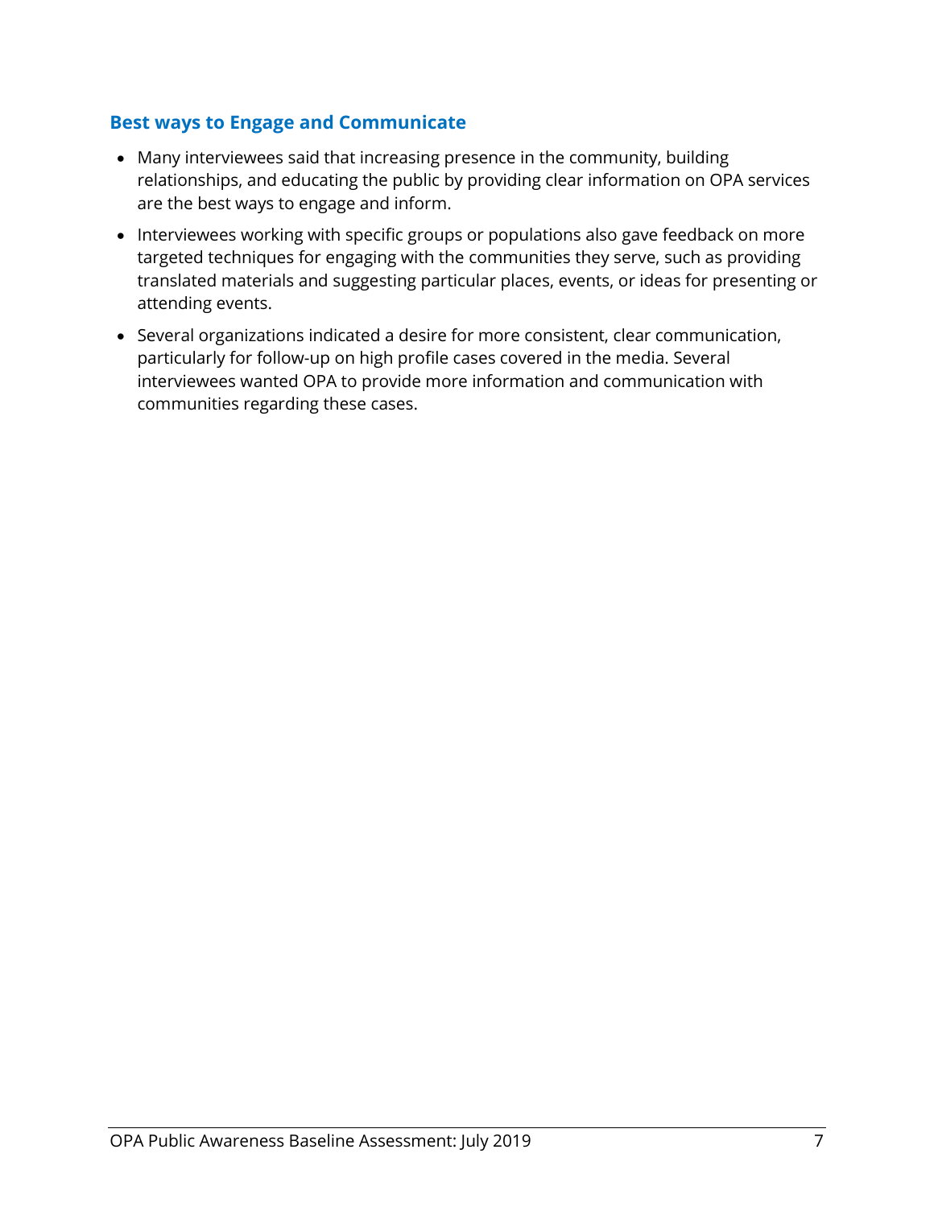### Best ways to Engage and Communicate

- Many interviewees said that increasing presence in the community, building relationships, and educating the public by providing clear information on OPA services are the best ways to engage and inform.
- Interviewees working with specific groups or populations also gave feedback on more targeted techniques for engaging with the communities they serve, such as providing translated materials and suggesting particular places, events, or ideas for presenting or attending events.
- Several organizations indicated a desire for more consistent, clear communication, particularly for follow-up on high profile cases covered in the media. Several interviewees wanted OPA to provide more information and communication with communities regarding these cases.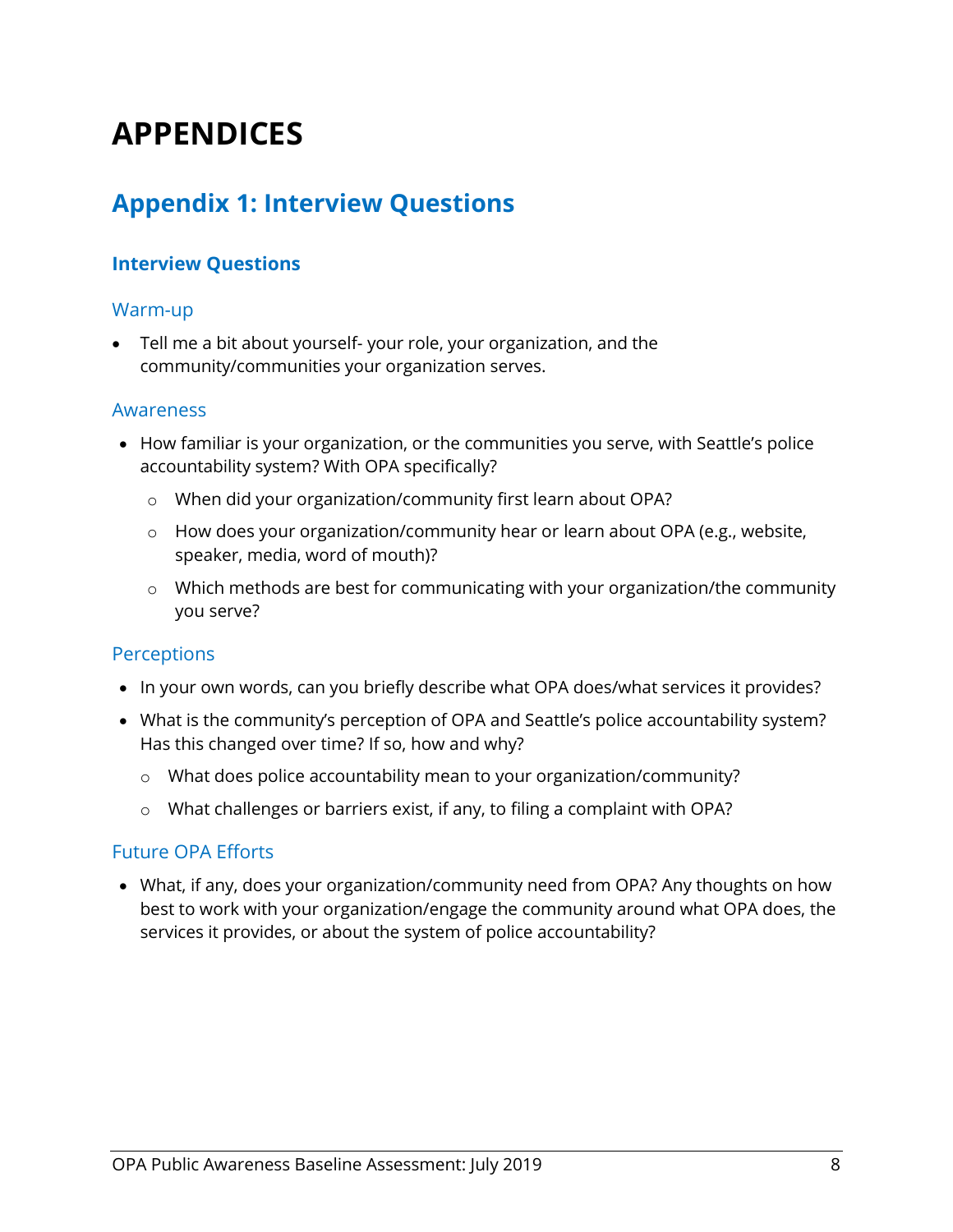# APPENDICES

## Appendix 1: Interview Questions

### Interview Questions

#### Warm-up

- Tell me a bit about yourself- your role, your organization, and the community/communities your organization serves.

#### Awareness

- How familiar is your organization, or the communities you serve, with Seattle's police accountability system? With OPA specifically?
    - When did your organization/community first learn about OPA?
    - How does your organization/community hear or learn about OPA (e.g., website, speaker, media, word of mouth)?
    - Which methods are best for communicating with your organization/the community you serve?

#### Perceptions

- In your own words, can you briefly describe what OPA does/what services it provides?
- What is the community's perception of OPA and Seattle's police accountability system? Has this changed over time? If so, how and why?
    - What does police accountability mean to your organization/community?
    - What challenges or barriers exist, if any, to filing a complaint with OPA?

#### Future OPA Efforts

- What, if any, does your organization/community need from OPA? Any thoughts on how best to work with your organization/engage the community around what OPA does, the services it provides, or about the system of police accountability?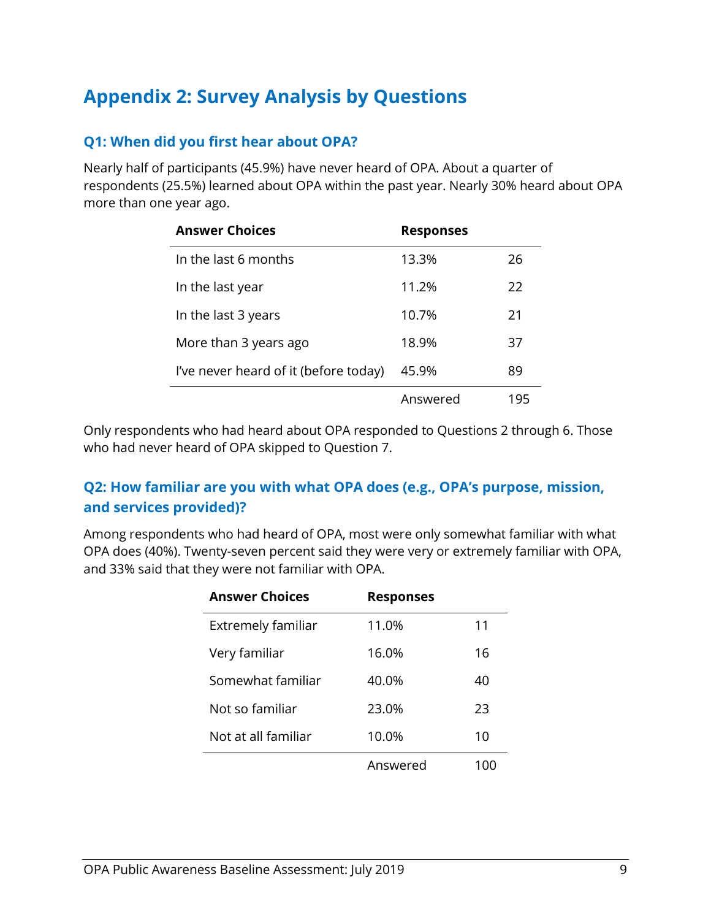# Appendix 2: Survey Analysis by Questions

## Q1: When did you first hear about OPA?

Nearly half of participants (45.9%) have never heard of OPA. About a quarter of respondents (25.5%) learned about OPA within the past year. Nearly 30% heard about OPA more than one year ago.

| Answer Choices | Responses | |
|---|---|---|
| In the last 6 months | 13.3% | 26 |
| In the last year | 11.2% | 22 |
| In the last 3 years | 10.7% | 21 |
| More than 3 years ago | 18.9% | 37 |
| I've never heard of it (before today) | 45.9% | 89 |
| | Answered | 195 |

Only respondents who had heard about OPA responded to Questions 2 through 6. Those who had never heard of OPA skipped to Question 7.

## Q2: How familiar are you with what OPA does (e.g., OPA's purpose, mission, and services provided)?

Among respondents who had heard of OPA, most were only somewhat familiar with what OPA does (40%). Twenty-seven percent said they were very or extremely familiar with OPA, and 33% said that they were not familiar with OPA.

| Answer Choices | Responses | |
|---|---|---|
| Extremely familiar | 11.0% | 11 |
| Very familiar | 16.0% | 16 |
| Somewhat familiar | 40.0% | 40 |
| Not so familiar | 23.0% | 23 |
| Not at all familiar | 10.0% | 10 |
| | Answered | 100 |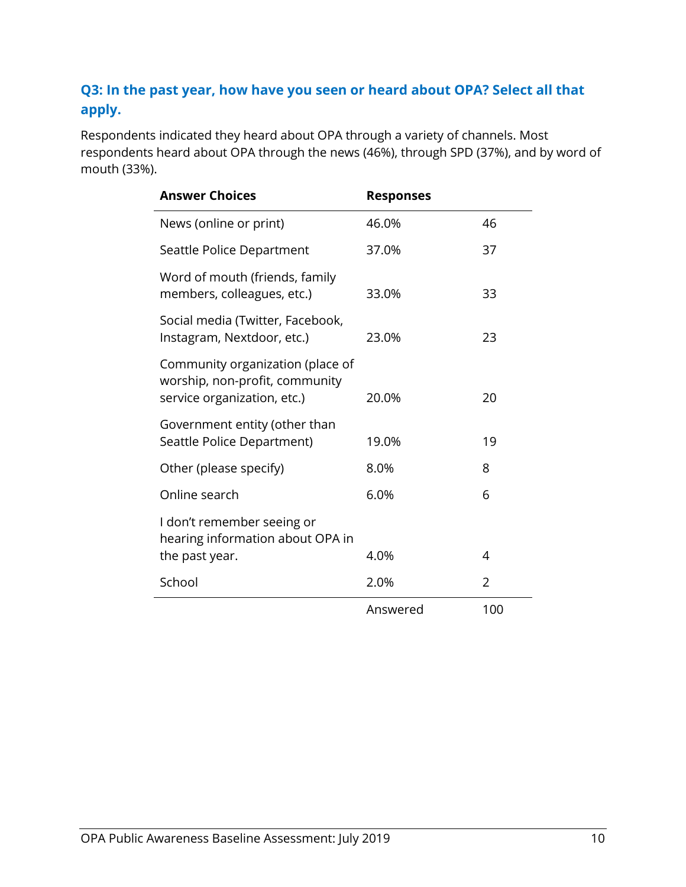### Q3: In the past year, how have you seen or heard about OPA? Select all that apply.

Respondents indicated they heard about OPA through a variety of channels. Most respondents heard about OPA through the news (46%), through SPD (37%), and by word of mouth (33%).

| Answer Choices | Responses | |
|---|---|---|
| News (online or print) | 46.0% | 46 |
| Seattle Police Department | 37.0% | 37 |
| Word of mouth (friends, family members, colleagues, etc.) | 33.0% | 33 |
| Social media (Twitter, Facebook, Instagram, Nextdoor, etc.) | 23.0% | 23 |
| Community organization (place of worship, non-profit, community service organization, etc.) | 20.0% | 20 |
| Government entity (other than Seattle Police Department) | 19.0% | 19 |
| Other (please specify) | 8.0% | 8 |
| Online search | 6.0% | 6 |
| I don't remember seeing or hearing information about OPA in the past year. | 4.0% | 4 |
| School | 2.0% | 2 |
| | Answered | 100 |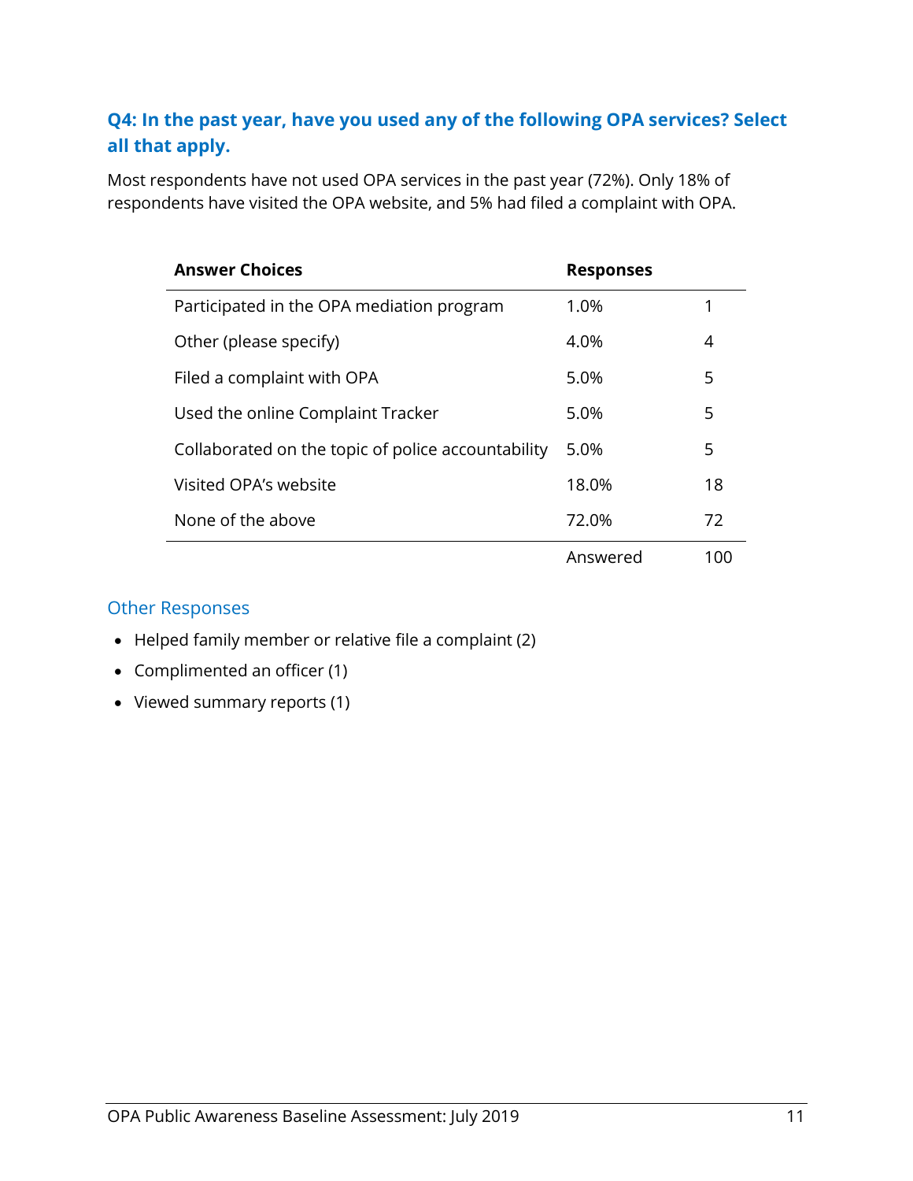### Q4: In the past year, have you used any of the following OPA services? Select all that apply.

Most respondents have not used OPA services in the past year (72%). Only 18% of respondents have visited the OPA website, and 5% had filed a complaint with OPA.

| Answer Choices | Responses | |
|---|---|---|
| Participated in the OPA mediation program | 1.0% | 1 |
| Other (please specify) | 4.0% | 4 |
| Filed a complaint with OPA | 5.0% | 5 |
| Used the online Complaint Tracker | 5.0% | 5 |
| Collaborated on the topic of police accountability | 5.0% | 5 |
| Visited OPA's website | 18.0% | 18 |
| None of the above | 72.0% | 72 |
| | Answered | 100 |

#### Other Responses

- Helped family member or relative file a complaint (2)
- Complimented an officer (1)
- Viewed summary reports (1)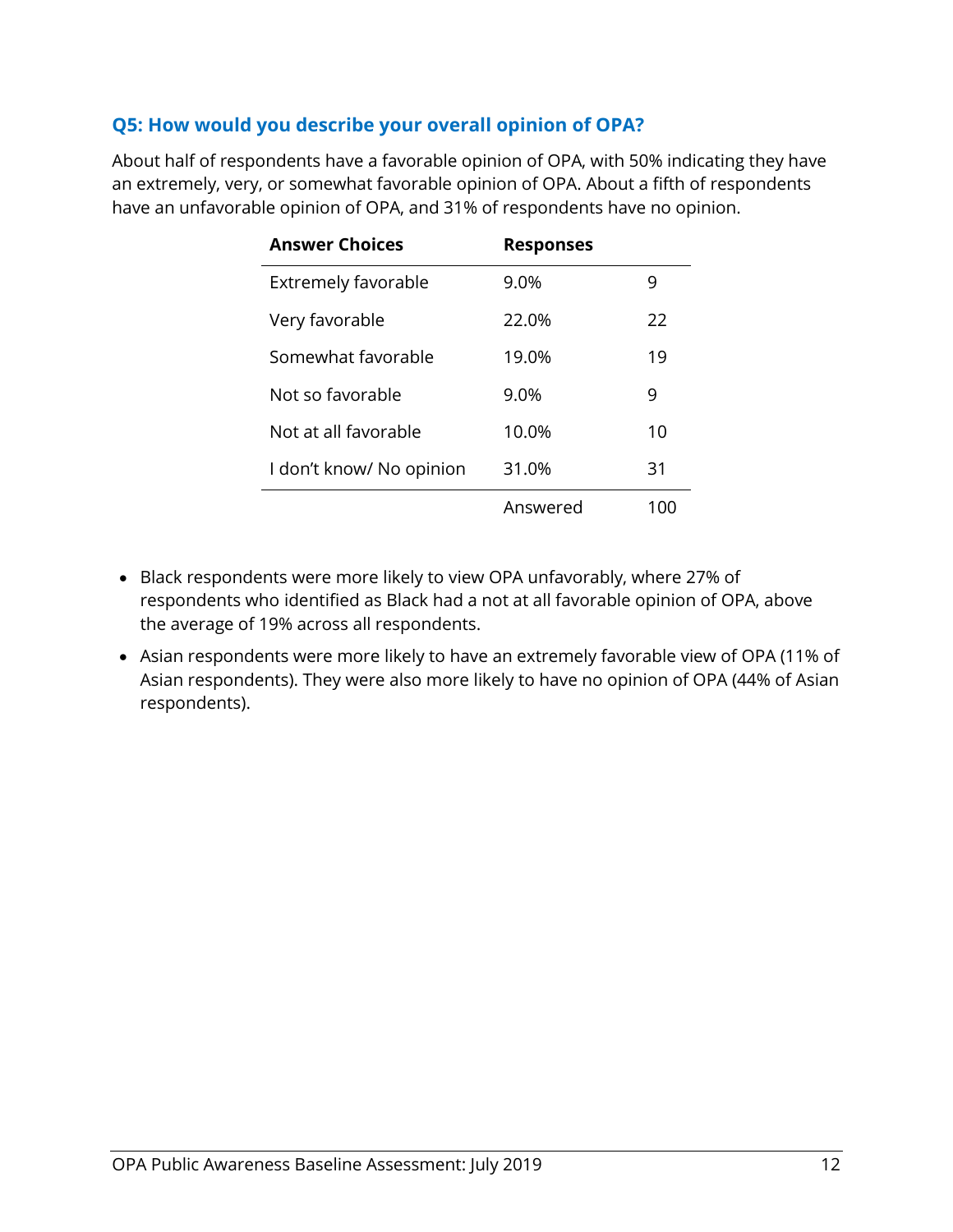### Q5: How would you describe your overall opinion of OPA?

About half of respondents have a favorable opinion of OPA, with 50% indicating they have an extremely, very, or somewhat favorable opinion of OPA. About a fifth of respondents have an unfavorable opinion of OPA, and 31% of respondents have no opinion.

| Answer Choices | Responses | |
|---|---|---|
| Extremely favorable | 9.0% | 9 |
| Very favorable | 22.0% | 22 |
| Somewhat favorable | 19.0% | 19 |
| Not so favorable | 9.0% | 9 |
| Not at all favorable | 10.0% | 10 |
| I don’t know/ No opinion | 31.0% | 31 |
| | Answered | 100 |

- Black respondents were more likely to view OPA unfavorably, where 27% of respondents who identified as Black had a not at all favorable opinion of OPA, above the average of 19% across all respondents.
- Asian respondents were more likely to have an extremely favorable view of OPA (11% of Asian respondents). They were also more likely to have no opinion of OPA (44% of Asian respondents).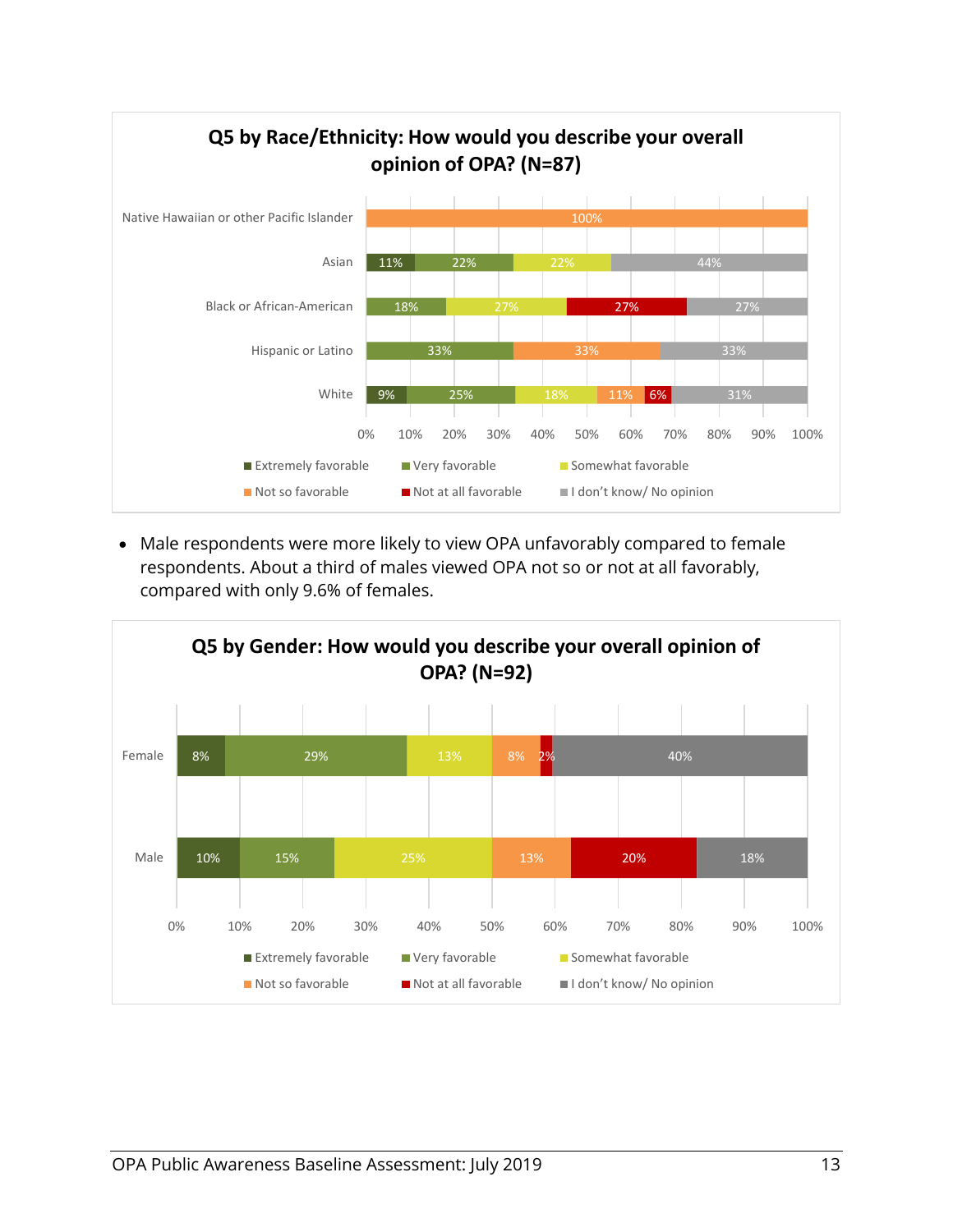**Q5 by Race/Ethnicity: How would you describe your overall opinion of OPA? (N=87)**

| | Extremely favorable | Very favorable | Somewhat favorable | Not so favorable | Not at all favorable | I don't know/ No opinion |
|---|---|---|---|---|---|---|
| Native Hawaiian or other Pacific Islander | | | | 100% | | |
| Asian | 11% | 22% | 22% | | | 44% |
| Black or African-American | | 18% | 27% | | 27% | 27% |
| Hispanic or Latino | | 33% | | 33% | | 33% |
| White | 9% | 25% | 18% | 11% | 6% | 31% |

- Male respondents were more likely to view OPA unfavorably compared to female respondents. About a third of males viewed OPA not so or not at all favorably, compared with only 9.6% of females.

**Q5 by Gender: How would you describe your overall opinion of OPA? (N=92)**

| | Extremely favorable | Very favorable | Somewhat favorable | Not so favorable | Not at all favorable | I don't know/ No opinion |
|---|---|---|---|---|---|---|
| Female | 8% | 29% | 13% | 8% | 2% | 40% |
| Male | 10% | 15% | 25% | 13% | 20% | 18% |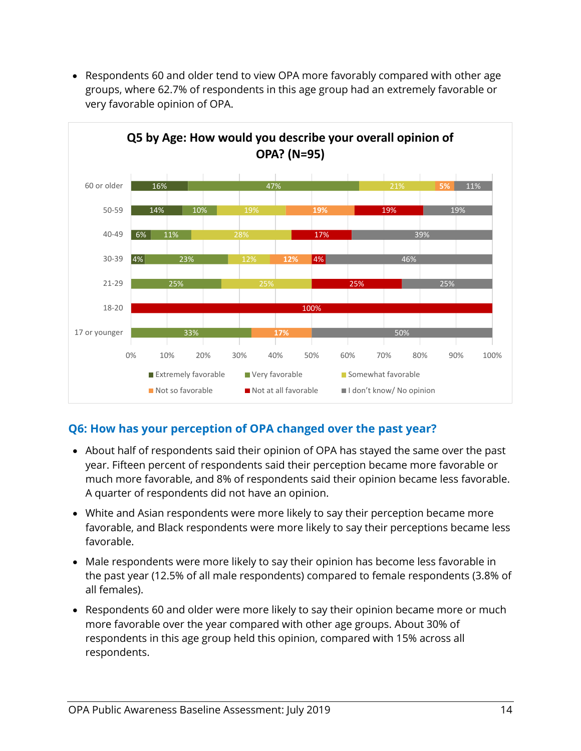- Respondents 60 and older tend to view OPA more favorably compared with other age groups, where 62.7% of respondents in this age group had an extremely favorable or very favorable opinion of OPA.

**Q5 by Age: How would you describe your overall opinion of OPA? (N=95)**

| Age | Extremely favorable | Very favorable | Somewhat favorable | Not so favorable | Not at all favorable | I don't know/ No opinion |
|---|---|---|---|---|---|---|
| 60 or older | 16% | 47% | 21% | 5% | | 11% |
| 50-59 | 14% | 10% | 19% | 19% | 19% | 19% |
| 40-49 | 6% | 11% | 28% | | 17% | 39% |
| 30-39 | 4% | 23% | 12% | 12% | 4% | 46% |
| 21-29 | | 25% | 25% | | 25% | 25% |
| 18-20 | | | | | 100% | |
| 17 or younger | | 33% | | 17% | | 50% |

## Q6: How has your perception of OPA changed over the past year?

- About half of respondents said their opinion of OPA has stayed the same over the past year. Fifteen percent of respondents said their perception became more favorable or much more favorable, and 8% of respondents said their opinion became less favorable. A quarter of respondents did not have an opinion.
- White and Asian respondents were more likely to say their perception became more favorable, and Black respondents were more likely to say their perceptions became less favorable.
- Male respondents were more likely to say their opinion has become less favorable in the past year (12.5% of all male respondents) compared to female respondents (3.8% of all females).
- Respondents 60 and older were more likely to say their opinion became more or much more favorable over the year compared with other age groups. About 30% of respondents in this age group held this opinion, compared with 15% across all respondents.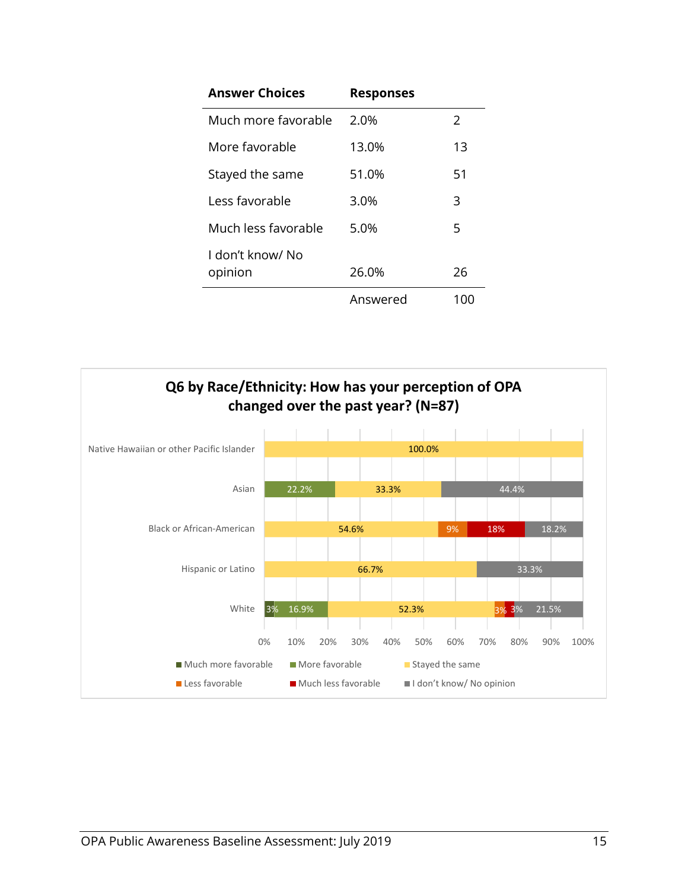| Answer Choices | Responses | |
|---|---|---|
| Much more favorable | 2.0% | 2 |
| More favorable | 13.0% | 13 |
| Stayed the same | 51.0% | 51 |
| Less favorable | 3.0% | 3 |
| Much less favorable | 5.0% | 5 |
| I don't know/ No opinion | 26.0% | 26 |
| | Answered | 100 |

**Q6 by Race/Ethnicity: How has your perception of OPA changed over the past year? (N=87)**

| | Much more favorable | More favorable | Stayed the same | Less favorable | Much less favorable | I don't know/ No opinion |
|---|---|---|---|---|---|---|
| Native Hawaiian or other Pacific Islander | | | 100.0% | | | |
| Asian | | 22.2% | 33.3% | | | 44.4% |
| Black or African-American | | | 54.6% | 9% | 18% | 18.2% |
| Hispanic or Latino | | | 66.7% | | | 33.3% |
| White | 3% | 16.9% | 52.3% | 3% | 3% | 21.5% |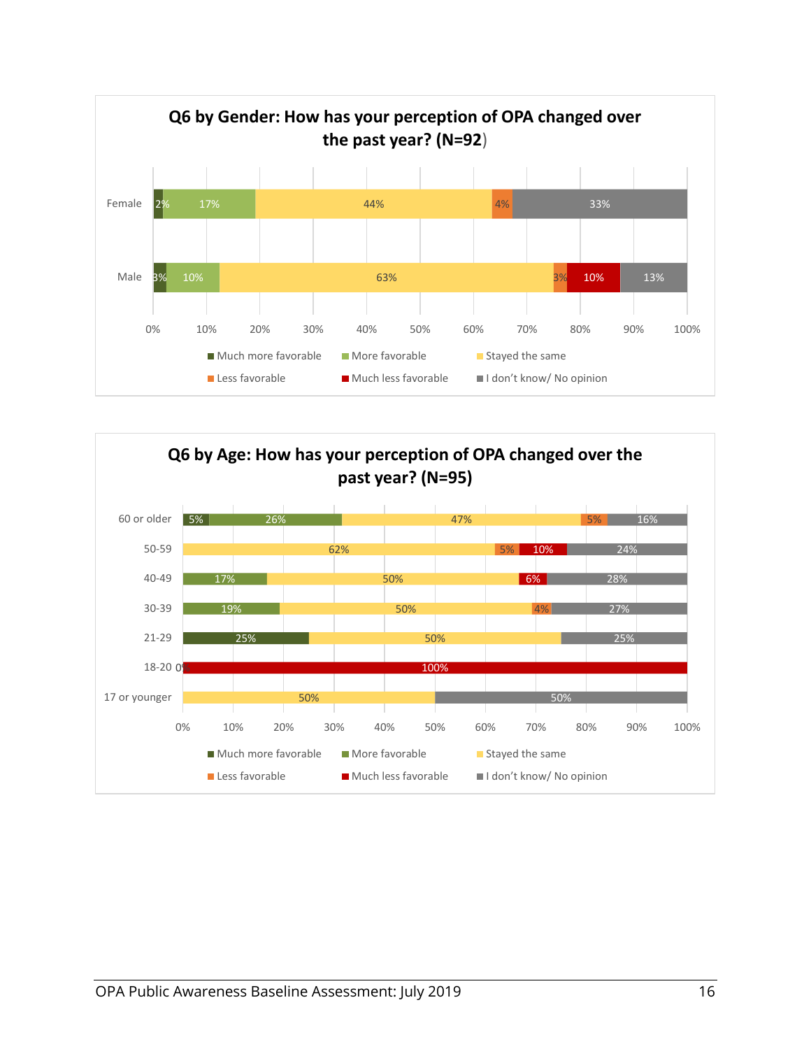## Q6 by Gender: How has your perception of OPA changed over the past year? (N=92)

| | Much more favorable | More favorable | Stayed the same | Less favorable | Much less favorable | I don't know/ No opinion |
|---|---|---|---|---|---|---|
| Female | 2% | 17% | 44% | 4% | | 33% |
| Male | 3% | 10% | 63% | 3% | 10% | 13% |

## Q6 by Age: How has your perception of OPA changed over the past year? (N=95)

| | Much more favorable | More favorable | Stayed the same | Less favorable | Much less favorable | I don't know/ No opinion |
|---|---|---|---|---|---|---|
| 60 or older | 5% | 26% | 47% | 5% | | 16% |
| 50-59 | | | 62% | 5% | 10% | 24% |
| 40-49 | | 17% | 50% | | 6% | 28% |
| 30-39 | | 19% | 50% | 4% | | 27% |
| 21-29 | 25% | | 50% | | | 25% |
| 18-20 | 0% | | | | 100% | |
| 17 or younger | | | 50% | | | 50% |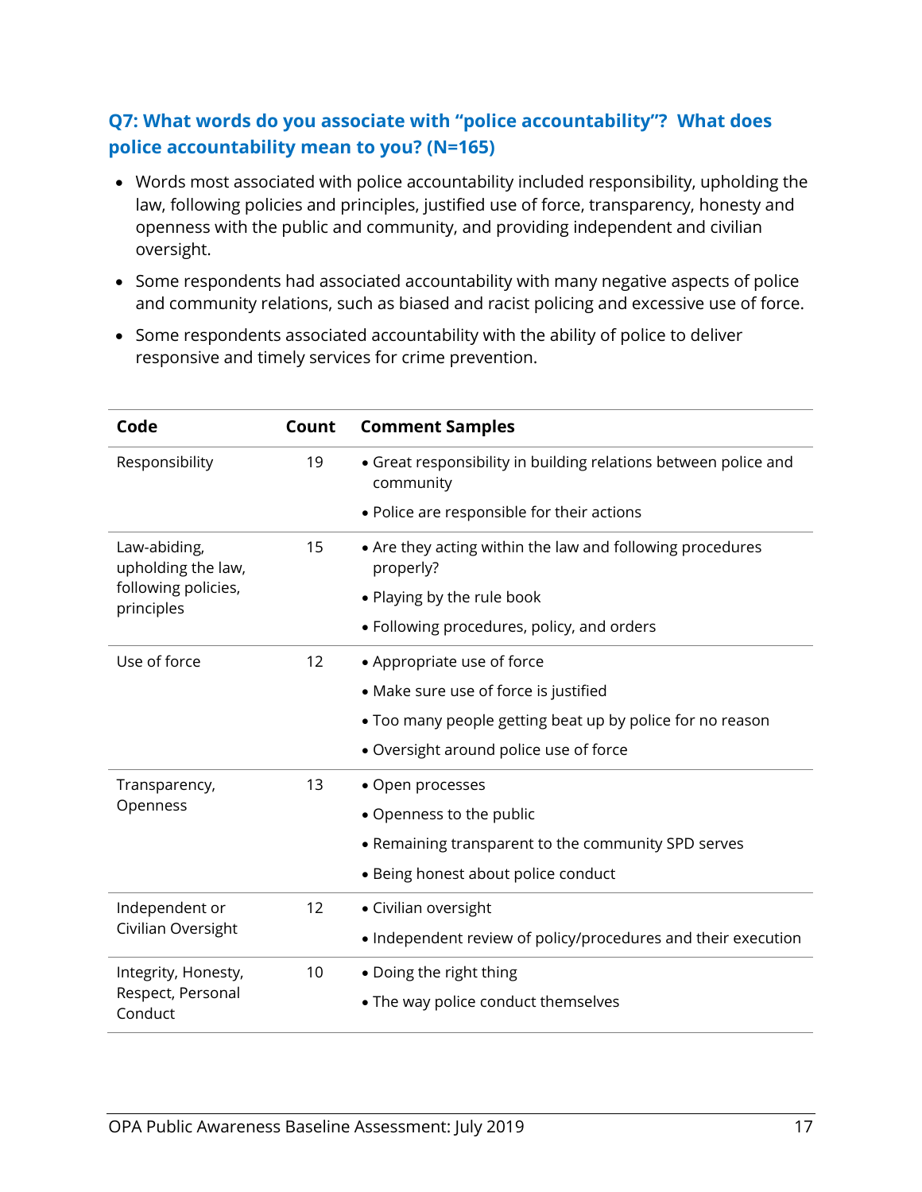### Q7: What words do you associate with "police accountability"? What does police accountability mean to you? (N=165)

- Words most associated with police accountability included responsibility, upholding the law, following policies and principles, justified use of force, transparency, honesty and openness with the public and community, and providing independent and civilian oversight.
- Some respondents had associated accountability with many negative aspects of police and community relations, such as biased and racist policing and excessive use of force.
- Some respondents associated accountability with the ability of police to deliver responsive and timely services for crime prevention.

| Code | Count | Comment Samples |
|---|---|---|
| Responsibility | 19 | • Great responsibility in building relations between police and community<br>• Police are responsible for their actions |
| Law-abiding, upholding the law, following policies, principles | 15 | • Are they acting within the law and following procedures properly?<br>• Playing by the rule book<br>• Following procedures, policy, and orders |
| Use of force | 12 | • Appropriate use of force<br>• Make sure use of force is justified<br>• Too many people getting beat up by police for no reason<br>• Oversight around police use of force |
| Transparency, Openness | 13 | • Open processes<br>• Openness to the public<br>• Remaining transparent to the community SPD serves<br>• Being honest about police conduct |
| Independent or Civilian Oversight | 12 | • Civilian oversight<br>• Independent review of policy/procedures and their execution |
| Integrity, Honesty, Respect, Personal Conduct | 10 | • Doing the right thing<br>• The way police conduct themselves |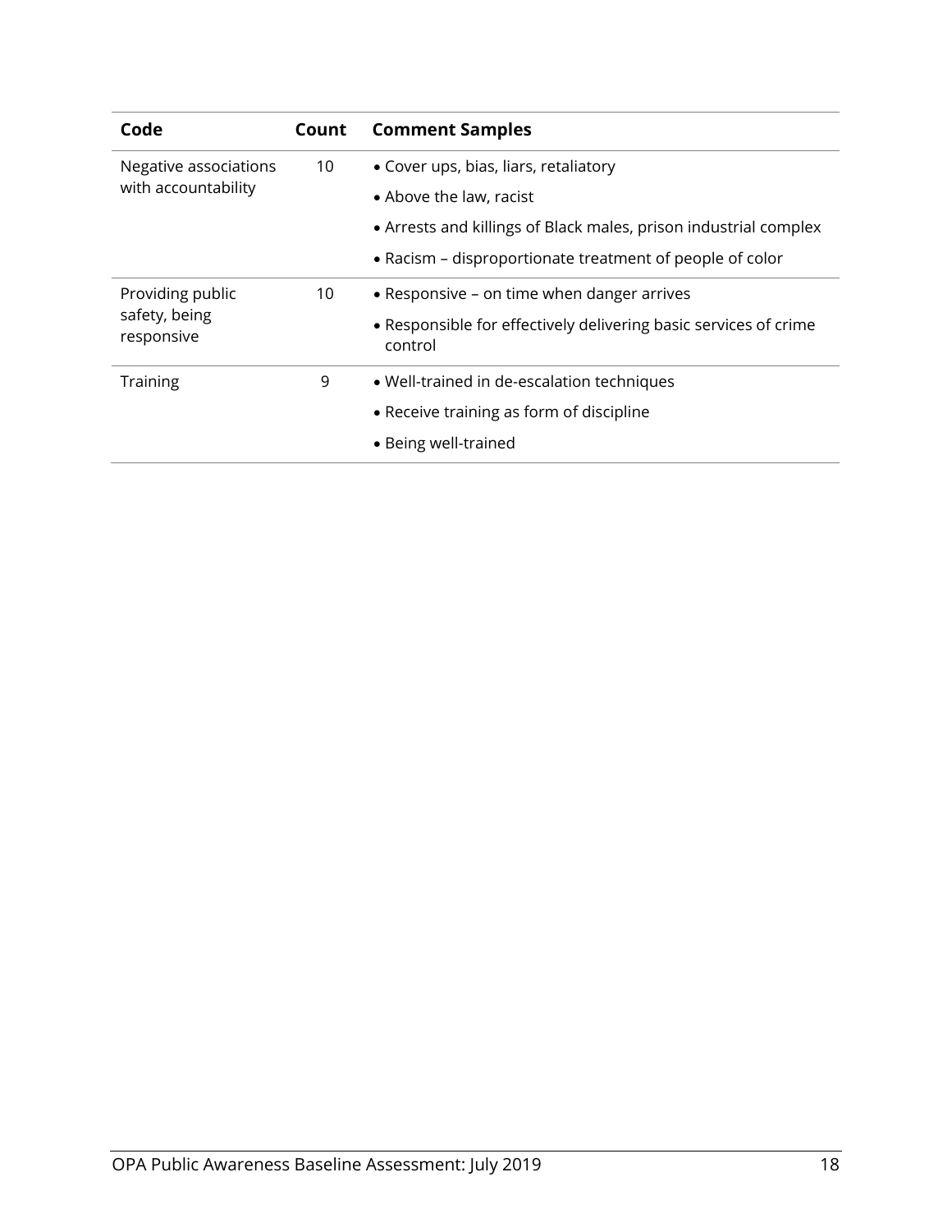| Code | Count | Comment Samples |
| --- | --- | --- |
| Negative associations with accountability | 10 | • Cover ups, bias, liars, retaliatory<br>• Above the law, racist<br>• Arrests and killings of Black males, prison industrial complex<br>• Racism – disproportionate treatment of people of color |
| Providing public safety, being responsive | 10 | • Responsive – on time when danger arrives<br>• Responsible for effectively delivering basic services of crime control |
| Training | 9 | • Well-trained in de-escalation techniques<br>• Receive training as form of discipline<br>• Being well-trained |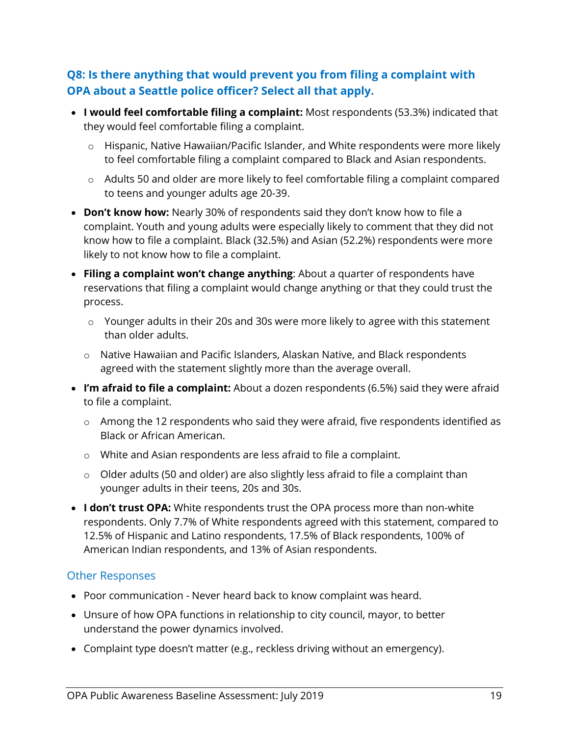### Q8: Is there anything that would prevent you from filing a complaint with OPA about a Seattle police officer? Select all that apply.

- **I would feel comfortable filing a complaint:** Most respondents (53.3%) indicated that they would feel comfortable filing a complaint.
  - Hispanic, Native Hawaiian/Pacific Islander, and White respondents were more likely to feel comfortable filing a complaint compared to Black and Asian respondents.
  - Adults 50 and older are more likely to feel comfortable filing a complaint compared to teens and younger adults age 20-39.
- **Don't know how:** Nearly 30% of respondents said they don't know how to file a complaint. Youth and young adults were especially likely to comment that they did not know how to file a complaint. Black (32.5%) and Asian (52.2%) respondents were more likely to not know how to file a complaint.
- **Filing a complaint won't change anything**: About a quarter of respondents have reservations that filing a complaint would change anything or that they could trust the process.
  - Younger adults in their 20s and 30s were more likely to agree with this statement than older adults.
  - Native Hawaiian and Pacific Islanders, Alaskan Native, and Black respondents agreed with the statement slightly more than the average overall.
- **I'm afraid to file a complaint:** About a dozen respondents (6.5%) said they were afraid to file a complaint.
  - Among the 12 respondents who said they were afraid, five respondents identified as Black or African American.
  - White and Asian respondents are less afraid to file a complaint.
  - Older adults (50 and older) are also slightly less afraid to file a complaint than younger adults in their teens, 20s and 30s.
- **I don't trust OPA:** White respondents trust the OPA process more than non-white respondents. Only 7.7% of White respondents agreed with this statement, compared to 12.5% of Hispanic and Latino respondents, 17.5% of Black respondents, 100% of American Indian respondents, and 13% of Asian respondents.

#### Other Responses

- Poor communication - Never heard back to know complaint was heard.
- Unsure of how OPA functions in relationship to city council, mayor, to better understand the power dynamics involved.
- Complaint type doesn't matter (e.g., reckless driving without an emergency).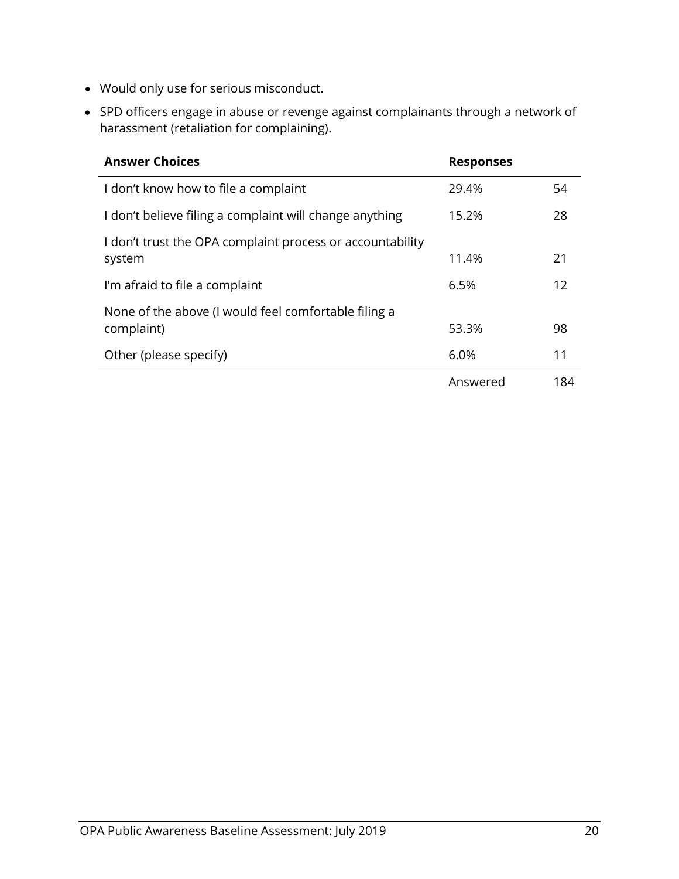- Would only use for serious misconduct.
- SPD officers engage in abuse or revenge against complainants through a network of harassment (retaliation for complaining).

| Answer Choices | Responses | |
|---|---|---|
| I don’t know how to file a complaint | 29.4% | 54 |
| I don’t believe filing a complaint will change anything | 15.2% | 28 |
| I don’t trust the OPA complaint process or accountability system | 11.4% | 21 |
| I’m afraid to file a complaint | 6.5% | 12 |
| None of the above (I would feel comfortable filing a complaint) | 53.3% | 98 |
| Other (please specify) | 6.0% | 11 |
| | Answered | 184 |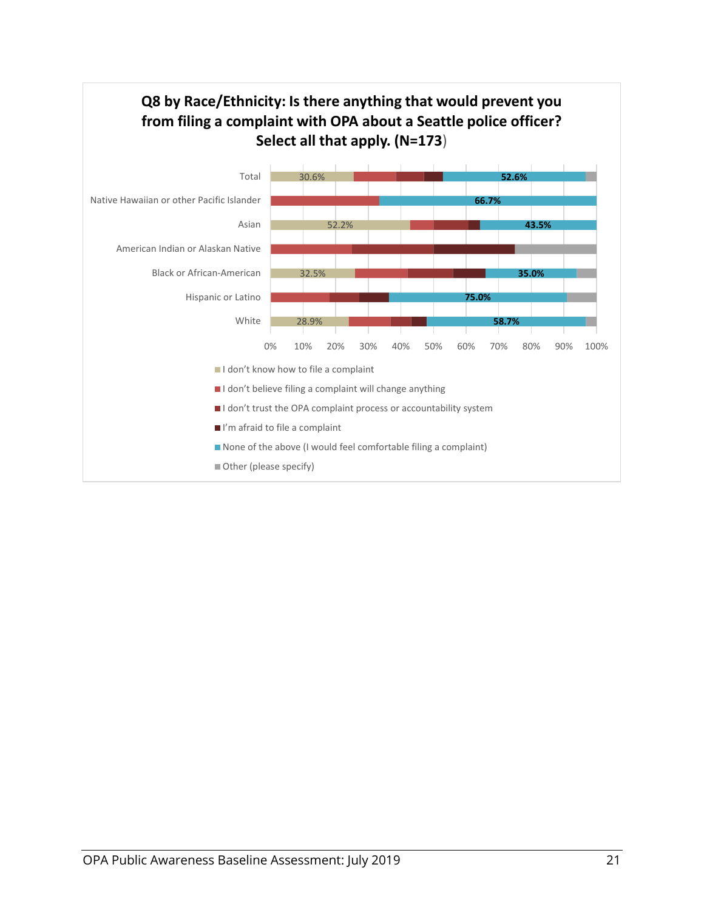**Q8 by Race/Ethnicity: Is there anything that would prevent you from filing a complaint with OPA about a Seattle police officer? Select all that apply. (N=173)**

| Group | I don't know how to file a complaint | None of the above (I would feel comfortable filing a complaint) |
|---|---|---|
| Total | 30.6% | 52.6% |
| Native Hawaiian or other Pacific Islander | | 66.7% |
| Asian | 52.2% | 43.5% |
| American Indian or Alaskan Native | | |
| Black or African-American | 32.5% | 35.0% |
| Hispanic or Latino | | 75.0% |
| White | 28.9% | 58.7% |

Legend:
- I don't know how to file a complaint
- I don't believe filing a complaint will change anything
- I don't trust the OPA complaint process or accountability system
- I'm afraid to file a complaint
- None of the above (I would feel comfortable filing a complaint)
- Other (please specify)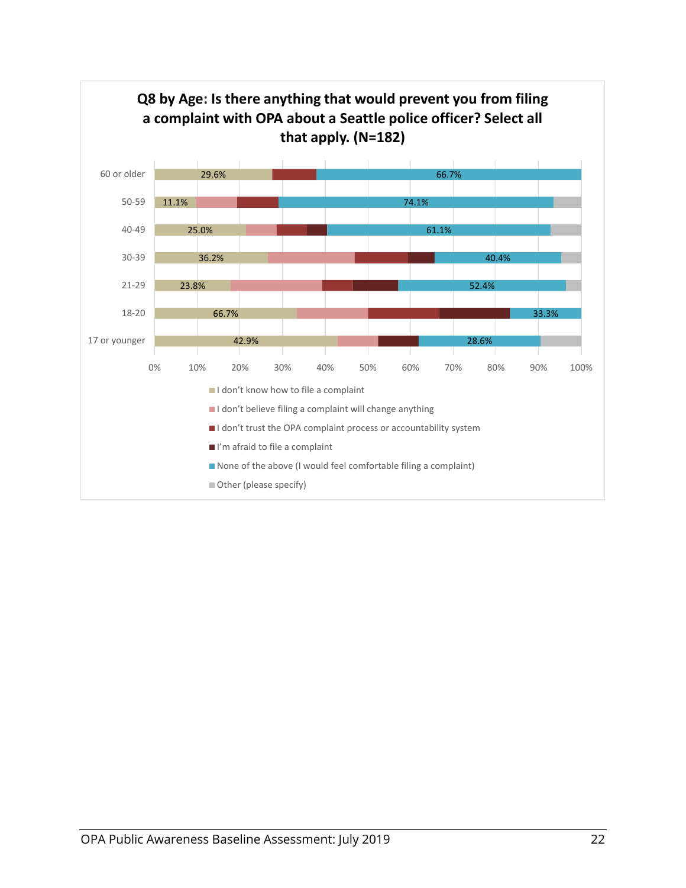**Q8 by Age: Is there anything that would prevent you from filing a complaint with OPA about a Seattle police officer? Select all that apply. (N=182)**

| Age | I don't know how to file a complaint | None of the above (I would feel comfortable filing a complaint) |
|---|---|---|
| 60 or older | 29.6% | 66.7% |
| 50-59 | 11.1% | 74.1% |
| 40-49 | 25.0% | 61.1% |
| 30-39 | 36.2% | 40.4% |
| 21-29 | 23.8% | 52.4% |
| 18-20 | 66.7% | 33.3% |
| 17 or younger | 42.9% | 28.6% |

Legend:
- I don't know how to file a complaint
- I don't believe filing a complaint will change anything
- I don't trust the OPA complaint process or accountability system
- I'm afraid to file a complaint
- None of the above (I would feel comfortable filing a complaint)
- Other (please specify)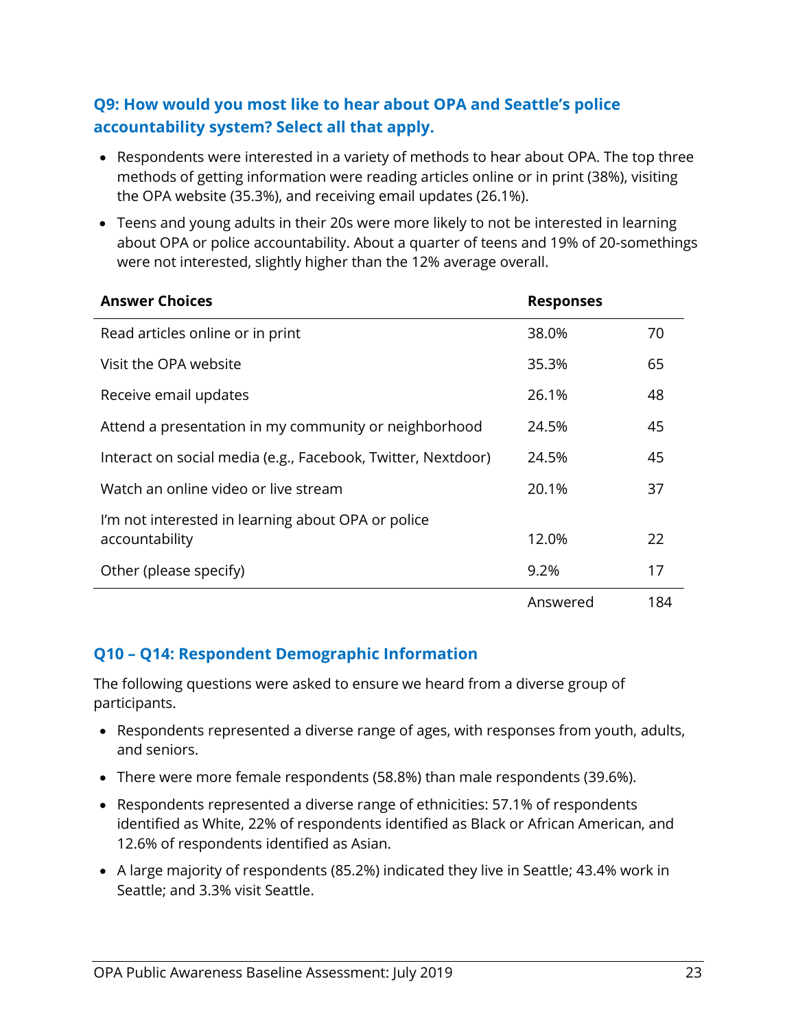### Q9: How would you most like to hear about OPA and Seattle's police accountability system? Select all that apply.

- Respondents were interested in a variety of methods to hear about OPA. The top three methods of getting information were reading articles online or in print (38%), visiting the OPA website (35.3%), and receiving email updates (26.1%).
- Teens and young adults in their 20s were more likely to not be interested in learning about OPA or police accountability. About a quarter of teens and 19% of 20-somethings were not interested, slightly higher than the 12% average overall.

| Answer Choices | Responses | |
|---|---|---|
| Read articles online or in print | 38.0% | 70 |
| Visit the OPA website | 35.3% | 65 |
| Receive email updates | 26.1% | 48 |
| Attend a presentation in my community or neighborhood | 24.5% | 45 |
| Interact on social media (e.g., Facebook, Twitter, Nextdoor) | 24.5% | 45 |
| Watch an online video or live stream | 20.1% | 37 |
| I'm not interested in learning about OPA or police accountability | 12.0% | 22 |
| Other (please specify) | 9.2% | 17 |
| | Answered | 184 |

### Q10 – Q14: Respondent Demographic Information

The following questions were asked to ensure we heard from a diverse group of participants.

- Respondents represented a diverse range of ages, with responses from youth, adults, and seniors.
- There were more female respondents (58.8%) than male respondents (39.6%).
- Respondents represented a diverse range of ethnicities: 57.1% of respondents identified as White, 22% of respondents identified as Black or African American, and 12.6% of respondents identified as Asian.
- A large majority of respondents (85.2%) indicated they live in Seattle; 43.4% work in Seattle; and 3.3% visit Seattle.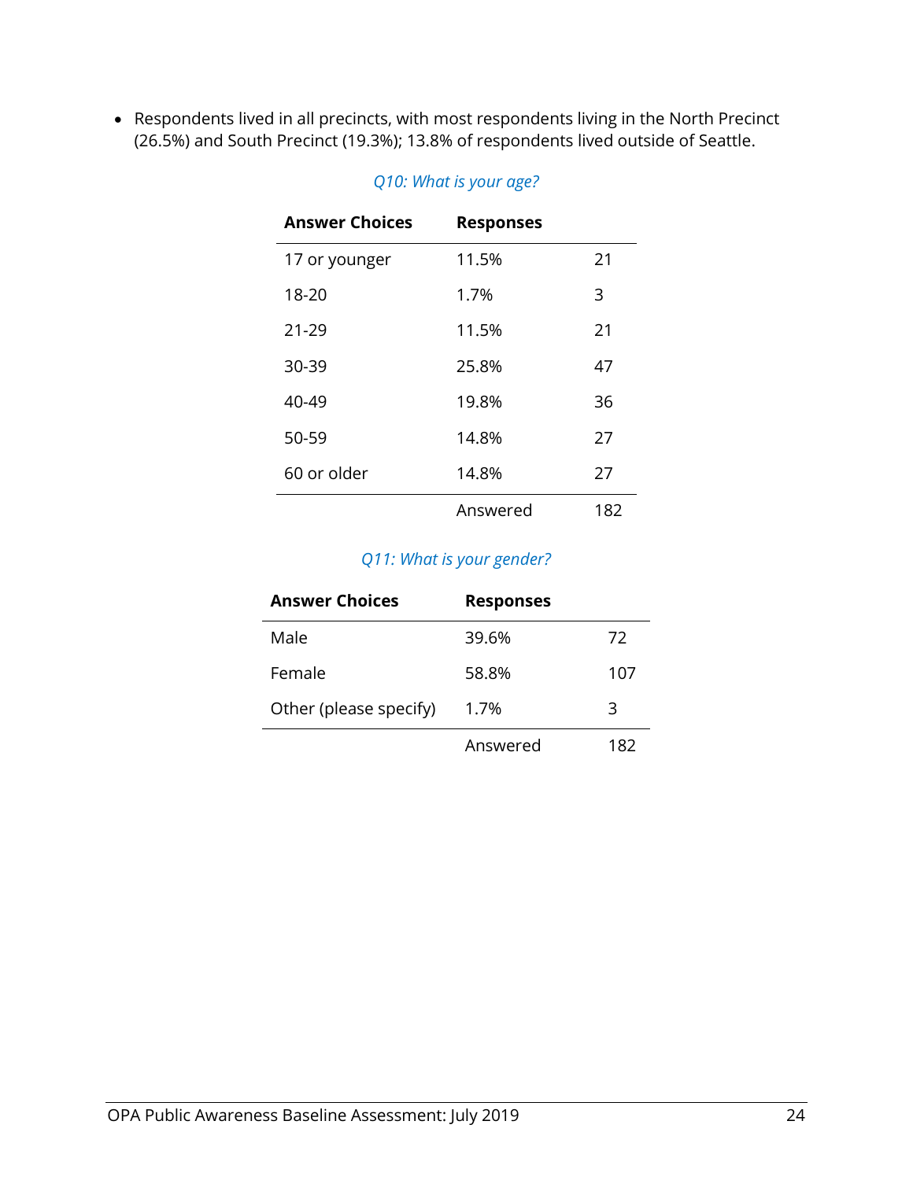- Respondents lived in all precincts, with most respondents living in the North Precinct (26.5%) and South Precinct (19.3%); 13.8% of respondents lived outside of Seattle.

*Q10: What is your age?*

| Answer Choices | Responses | |
|---|---|---|
| 17 or younger | 11.5% | 21 |
| 18-20 | 1.7% | 3 |
| 21-29 | 11.5% | 21 |
| 30-39 | 25.8% | 47 |
| 40-49 | 19.8% | 36 |
| 50-59 | 14.8% | 27 |
| 60 or older | 14.8% | 27 |
| | Answered | 182 |

*Q11: What is your gender?*

| Answer Choices | Responses | |
|---|---|---|
| Male | 39.6% | 72 |
| Female | 58.8% | 107 |
| Other (please specify) | 1.7% | 3 |
| | Answered | 182 |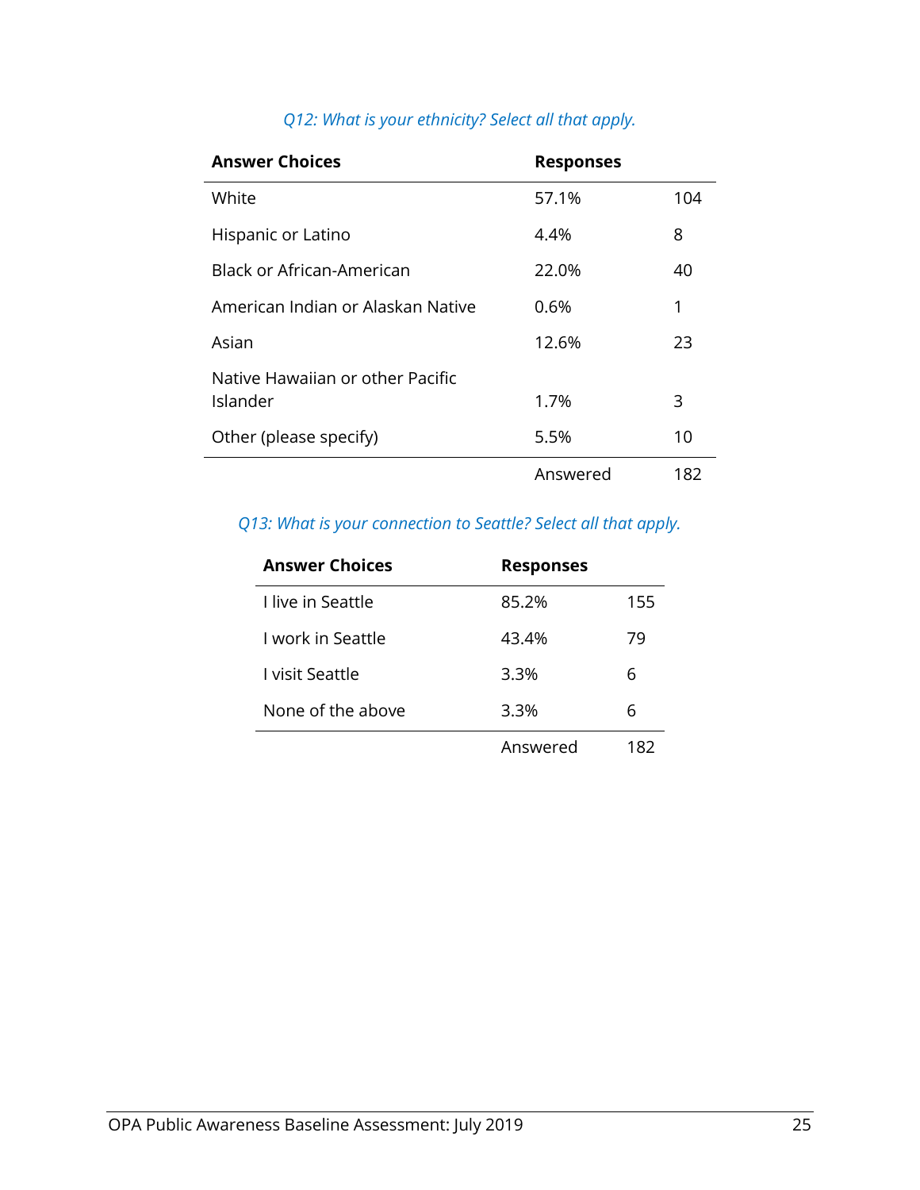*Q12: What is your ethnicity? Select all that apply.*

| Answer Choices | Responses | |
|---|---|---|
| White | 57.1% | 104 |
| Hispanic or Latino | 4.4% | 8 |
| Black or African-American | 22.0% | 40 |
| American Indian or Alaskan Native | 0.6% | 1 |
| Asian | 12.6% | 23 |
| Native Hawaiian or other Pacific Islander | 1.7% | 3 |
| Other (please specify) | 5.5% | 10 |
| | Answered | 182 |

*Q13: What is your connection to Seattle? Select all that apply.*

| Answer Choices | Responses | |
|---|---|---|
| I live in Seattle | 85.2% | 155 |
| I work in Seattle | 43.4% | 79 |
| I visit Seattle | 3.3% | 6 |
| None of the above | 3.3% | 6 |
| | Answered | 182 |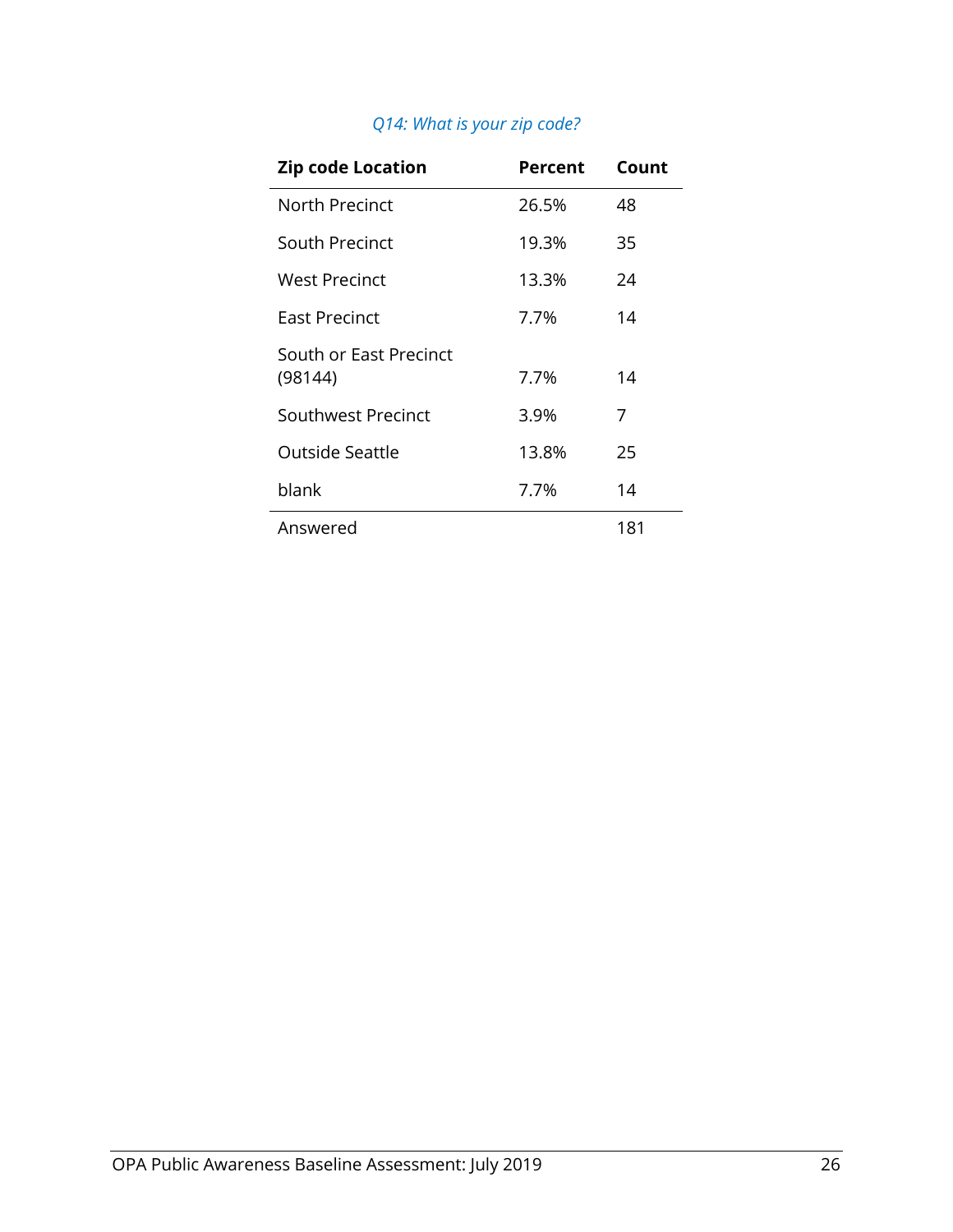*Q14: What is your zip code?*

| Zip code Location | Percent | Count |
|---|---|---|
| North Precinct | 26.5% | 48 |
| South Precinct | 19.3% | 35 |
| West Precinct | 13.3% | 24 |
| East Precinct | 7.7% | 14 |
| South or East Precinct (98144) | 7.7% | 14 |
| Southwest Precinct | 3.9% | 7 |
| Outside Seattle | 13.8% | 25 |
| blank | 7.7% | 14 |
| Answered | | 181 |